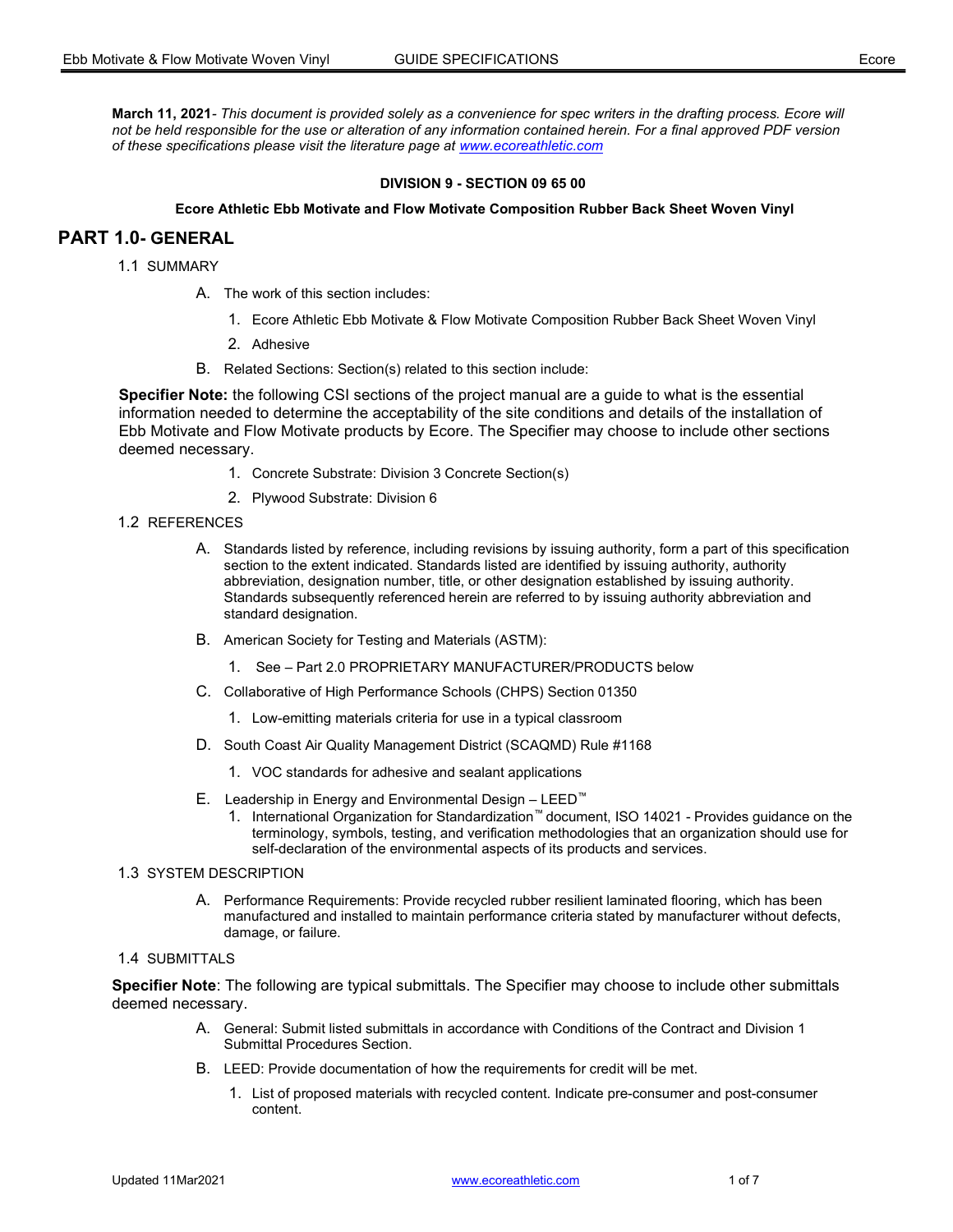**March 11, 2021**- *This document is provided solely as a convenience for spec writers in the drafting process. Ecore will not be held responsible for the use or alteration of any information contained herein. For a final approved PDF version of these specifications please visit the literature page at [www.ecoreathletic.com](www.ecoreathletic.com)*

**DIVISION 9 - SECTION 09 65 00**

**Ecore Athletic Ebb Motivate and Flow Motivate Composition Rubber Back Sheet Woven Vinyl**

# PART 1.0- GENERAL

## 1.1 SUMMARY

A. The work of this section includes:

1. Ecore Athletic Ebb Motivate & Flow Motivate Composition Rubber Back Sheet Woven Vinyl
2. Adhesive

B. Related Sections: Section(s) related to this section include:

**Specifier Note:** the following CSI sections of the project manual are a guide to what is the essential information needed to determine the acceptability of the site conditions and details of the installation of Ebb Motivate and Flow Motivate products by Ecore. The Specifier may choose to include other sections deemed necessary.

1. Concrete Substrate: Division 3 Concrete Section(s)
2. Plywood Substrate: Division 6

## 1.2 REFERENCES

A. Standards listed by reference, including revisions by issuing authority, form a part of this specification section to the extent indicated. Standards listed are identified by issuing authority, authority abbreviation, designation number, title, or other designation established by issuing authority. Standards subsequently referenced herein are referred to by issuing authority abbreviation and standard designation.

B. American Society for Testing and Materials (ASTM):

1. See – Part 2.0 PROPRIETARY MANUFACTURER/PRODUCTS below

C. Collaborative of High Performance Schools (CHPS) Section 01350

1. Low-emitting materials criteria for use in a typical classroom

D. South Coast Air Quality Management District (SCAQMD) Rule #1168

1. VOC standards for adhesive and sealant applications

E. Leadership in Energy and Environmental Design – LEED™

1. International Organization for Standardization™ document, ISO 14021 - Provides guidance on the terminology, symbols, testing, and verification methodologies that an organization should use for self-declaration of the environmental aspects of its products and services.

## 1.3 SYSTEM DESCRIPTION

A. Performance Requirements: Provide recycled rubber resilient laminated flooring, which has been manufactured and installed to maintain performance criteria stated by manufacturer without defects, damage, or failure.

## 1.4 SUBMITTALS

**Specifier Note**: The following are typical submittals. The Specifier may choose to include other submittals deemed necessary.

A. General: Submit listed submittals in accordance with Conditions of the Contract and Division 1 Submittal Procedures Section.

B. LEED: Provide documentation of how the requirements for credit will be met.

1. List of proposed materials with recycled content. Indicate pre-consumer and post-consumer content.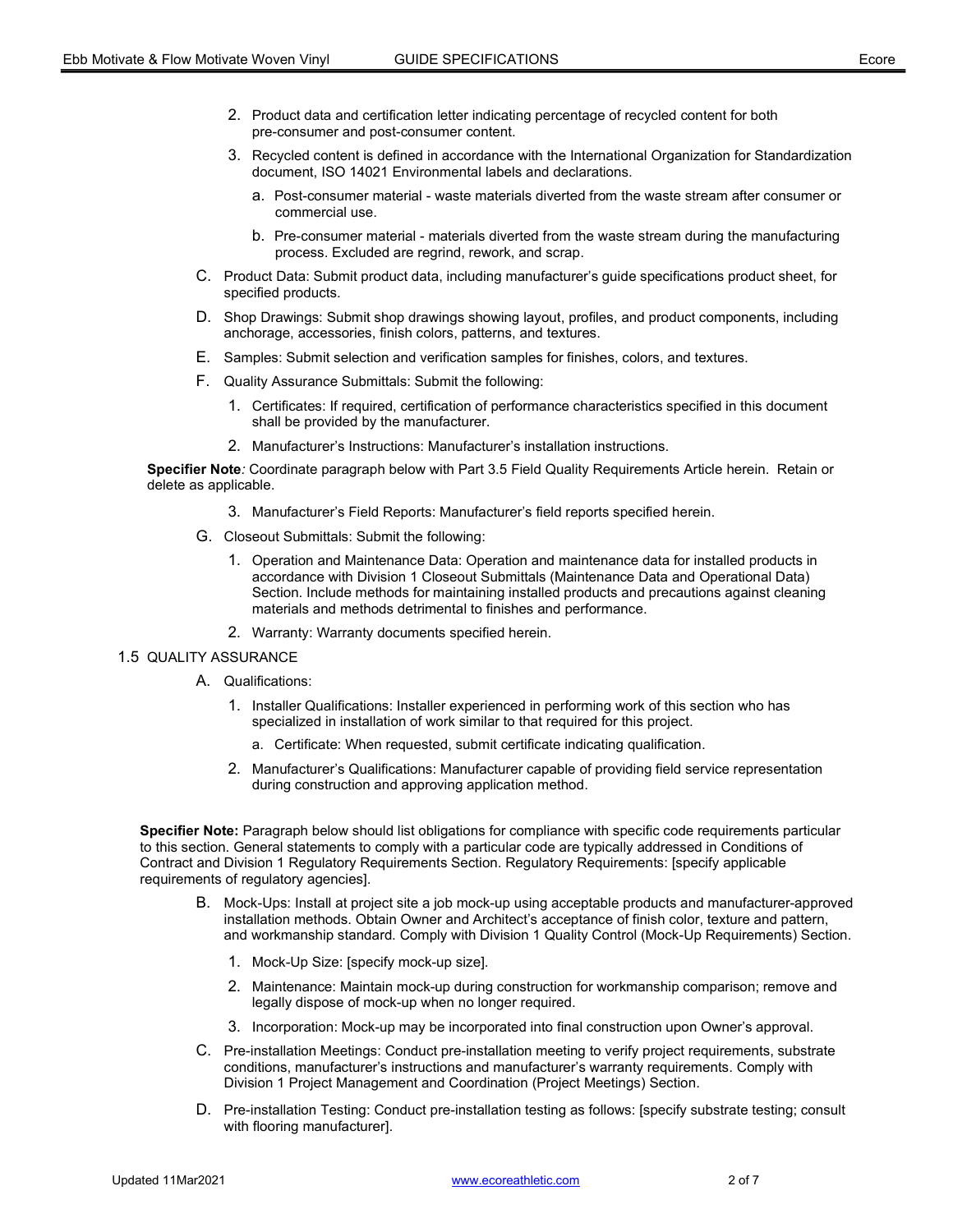2. Product data and certification letter indicating percentage of recycled content for both pre-consumer and post-consumer content.
3. Recycled content is defined in accordance with the International Organization for Standardization document, ISO 14021 Environmental labels and declarations.
   a. Post-consumer material - waste materials diverted from the waste stream after consumer or commercial use.
   b. Pre-consumer material - materials diverted from the waste stream during the manufacturing process. Excluded are regrind, rework, and scrap.

C. Product Data: Submit product data, including manufacturer's guide specifications product sheet, for specified products.

D. Shop Drawings: Submit shop drawings showing layout, profiles, and product components, including anchorage, accessories, finish colors, patterns, and textures.

E. Samples: Submit selection and verification samples for finishes, colors, and textures.

F. Quality Assurance Submittals: Submit the following:
1. Certificates: If required, certification of performance characteristics specified in this document shall be provided by the manufacturer.
2. Manufacturer's Instructions: Manufacturer's installation instructions.

**Specifier Note***:* Coordinate paragraph below with Part 3.5 Field Quality Requirements Article herein. Retain or delete as applicable.

3. Manufacturer's Field Reports: Manufacturer's field reports specified herein.

G. Closeout Submittals: Submit the following:
1. Operation and Maintenance Data: Operation and maintenance data for installed products in accordance with Division 1 Closeout Submittals (Maintenance Data and Operational Data) Section. Include methods for maintaining installed products and precautions against cleaning materials and methods detrimental to finishes and performance.
2. Warranty: Warranty documents specified herein.

## 1.5 QUALITY ASSURANCE

A. Qualifications:
1. Installer Qualifications: Installer experienced in performing work of this section who has specialized in installation of work similar to that required for this project.
   a. Certificate: When requested, submit certificate indicating qualification.
2. Manufacturer's Qualifications: Manufacturer capable of providing field service representation during construction and approving application method.

**Specifier Note:** Paragraph below should list obligations for compliance with specific code requirements particular to this section. General statements to comply with a particular code are typically addressed in Conditions of Contract and Division 1 Regulatory Requirements Section. Regulatory Requirements: [specify applicable requirements of regulatory agencies].

B. Mock-Ups: Install at project site a job mock-up using acceptable products and manufacturer-approved installation methods. Obtain Owner and Architect's acceptance of finish color, texture and pattern, and workmanship standard. Comply with Division 1 Quality Control (Mock-Up Requirements) Section.
1. Mock-Up Size: [specify mock-up size].
2. Maintenance: Maintain mock-up during construction for workmanship comparison; remove and legally dispose of mock-up when no longer required.
3. Incorporation: Mock-up may be incorporated into final construction upon Owner's approval.

C. Pre-installation Meetings: Conduct pre-installation meeting to verify project requirements, substrate conditions, manufacturer's instructions and manufacturer's warranty requirements. Comply with Division 1 Project Management and Coordination (Project Meetings) Section.

D. Pre-installation Testing: Conduct pre-installation testing as follows: [specify substrate testing; consult with flooring manufacturer].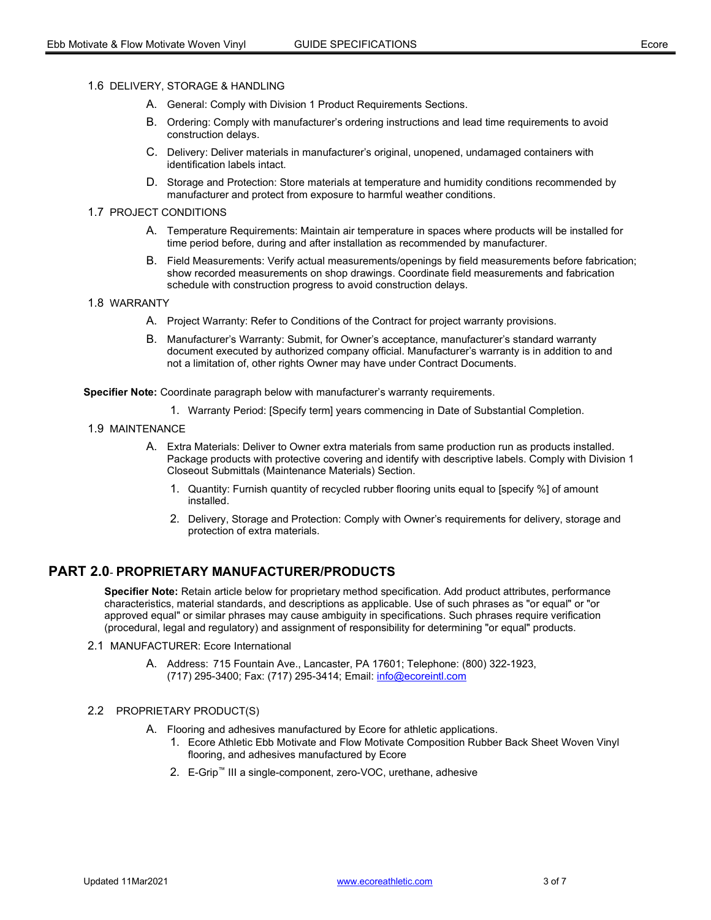### 1.6 DELIVERY, STORAGE & HANDLING

A. General: Comply with Division 1 Product Requirements Sections.

B. Ordering: Comply with manufacturer's ordering instructions and lead time requirements to avoid construction delays.

C. Delivery: Deliver materials in manufacturer's original, unopened, undamaged containers with identification labels intact.

D. Storage and Protection: Store materials at temperature and humidity conditions recommended by manufacturer and protect from exposure to harmful weather conditions.

### 1.7 PROJECT CONDITIONS

A. Temperature Requirements: Maintain air temperature in spaces where products will be installed for time period before, during and after installation as recommended by manufacturer.

B. Field Measurements: Verify actual measurements/openings by field measurements before fabrication; show recorded measurements on shop drawings. Coordinate field measurements and fabrication schedule with construction progress to avoid construction delays.

### 1.8 WARRANTY

A. Project Warranty: Refer to Conditions of the Contract for project warranty provisions.

B. Manufacturer's Warranty: Submit, for Owner's acceptance, manufacturer's standard warranty document executed by authorized company official. Manufacturer's warranty is in addition to and not a limitation of, other rights Owner may have under Contract Documents.

**Specifier Note:** Coordinate paragraph below with manufacturer's warranty requirements.

1. Warranty Period: [Specify term] years commencing in Date of Substantial Completion.

### 1.9 MAINTENANCE

A. Extra Materials: Deliver to Owner extra materials from same production run as products installed. Package products with protective covering and identify with descriptive labels. Comply with Division 1 Closeout Submittals (Maintenance Materials) Section.

1. Quantity: Furnish quantity of recycled rubber flooring units equal to [specify %] of amount installed.
2. Delivery, Storage and Protection: Comply with Owner's requirements for delivery, storage and protection of extra materials.

## PART 2.0- PROPRIETARY MANUFACTURER/PRODUCTS

**Specifier Note:** Retain article below for proprietary method specification. Add product attributes, performance characteristics, material standards, and descriptions as applicable. Use of such phrases as "or equal" or "or approved equal" or similar phrases may cause ambiguity in specifications. Such phrases require verification (procedural, legal and regulatory) and assignment of responsibility for determining "or equal" products.

### 2.1 MANUFACTURER: Ecore International

A. Address: 715 Fountain Ave., Lancaster, PA 17601; Telephone: (800) 322-1923, (717) 295-3400; Fax: (717) 295-3414; Email: info@ecoreintl.com

### 2.2 PROPRIETARY PRODUCT(S)

A. Flooring and adhesives manufactured by Ecore for athletic applications.

1. Ecore Athletic Ebb Motivate and Flow Motivate Composition Rubber Back Sheet Woven Vinyl flooring, and adhesives manufactured by Ecore
2. E-Grip™ III a single-component, zero-VOC, urethane, adhesive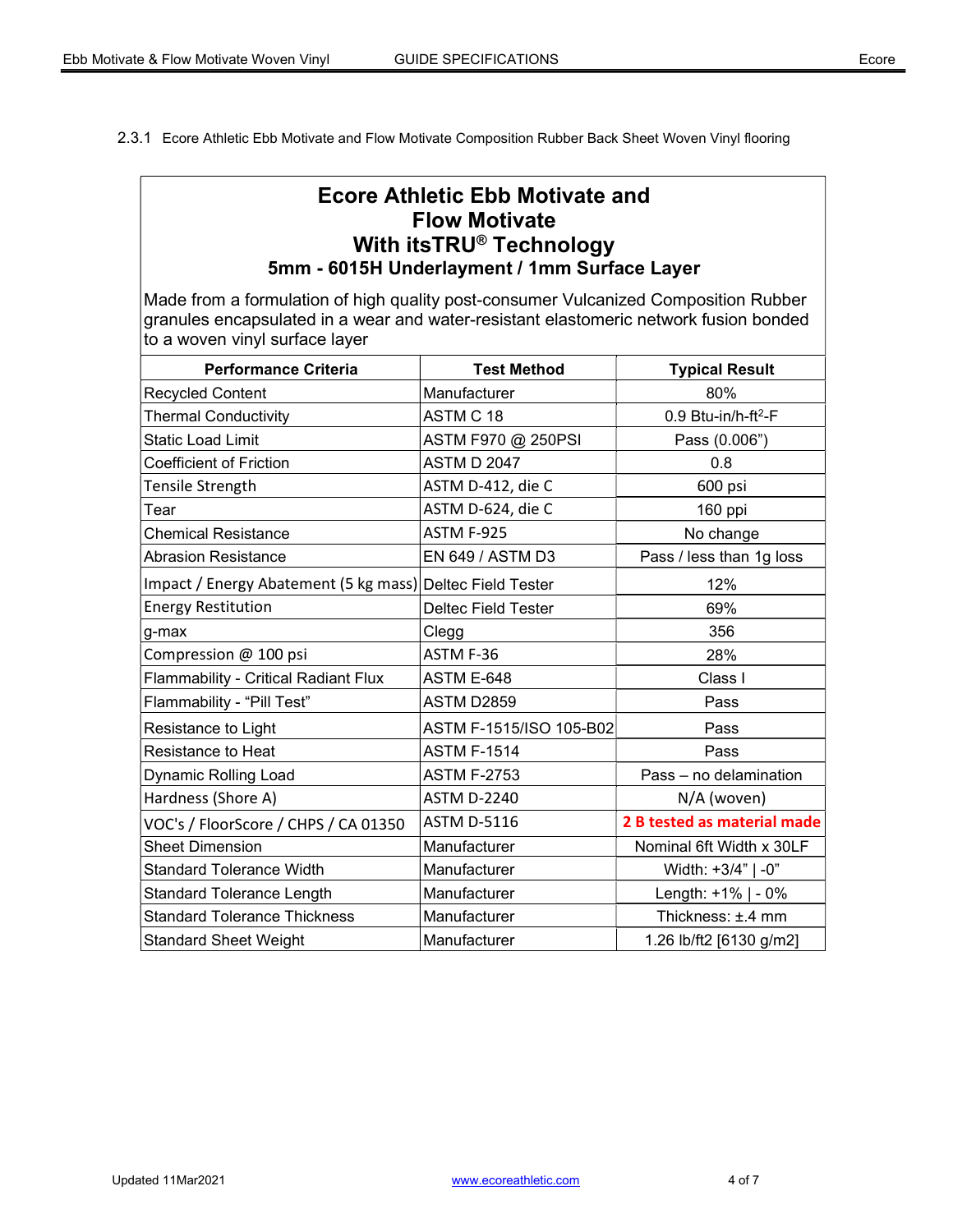2.3.1 Ecore Athletic Ebb Motivate and Flow Motivate Composition Rubber Back Sheet Woven Vinyl flooring

## Ecore Athletic Ebb Motivate and Flow Motivate With itsTRU® Technology

### 5mm - 6015H Underlayment / 1mm Surface Layer

Made from a formulation of high quality post-consumer Vulcanized Composition Rubber granules encapsulated in a wear and water-resistant elastomeric network fusion bonded to a woven vinyl surface layer

| Performance Criteria | Test Method | Typical Result |
|---|---|---|
| Recycled Content | Manufacturer | 80% |
| Thermal Conductivity | ASTM C 18 | 0.9 Btu-in/h-ft$^2$-F |
| Static Load Limit | ASTM F970 @ 250PSI | Pass (0.006”) |
| Coefficient of Friction | ASTM D 2047 | 0.8 |
| Tensile Strength | ASTM D-412, die C | 600 psi |
| Tear | ASTM D-624, die C | 160 ppi |
| Chemical Resistance | ASTM F-925 | No change |
| Abrasion Resistance | EN 649 / ASTM D3 | Pass / less than 1g loss |
| Impact / Energy Abatement (5 kg mass) | Deltec Field Tester | 12% |
| Energy Restitution | Deltec Field Tester | 69% |
| g-max | Clegg | 356 |
| Compression @ 100 psi | ASTM F-36 | 28% |
| Flammability - Critical Radiant Flux | ASTM E-648 | Class I |
| Flammability - “Pill Test” | ASTM D2859 | Pass |
| Resistance to Light | ASTM F-1515/ISO 105-B02 | Pass |
| Resistance to Heat | ASTM F-1514 | Pass |
| Dynamic Rolling Load | ASTM F-2753 | Pass – no delamination |
| Hardness (Shore A) | ASTM D-2240 | N/A (woven) |
| VOC's / FloorScore / CHPS / CA 01350 | ASTM D-5116 | **2 B tested as material made** |
| Sheet Dimension | Manufacturer | Nominal 6ft Width x 30LF |
| Standard Tolerance Width | Manufacturer | Width: +3/4” \| -0” |
| Standard Tolerance Length | Manufacturer | Length: +1% \| - 0% |
| Standard Tolerance Thickness | Manufacturer | Thickness: ±.4 mm |
| Standard Sheet Weight | Manufacturer | 1.26 lb/ft2 [6130 g/m2] |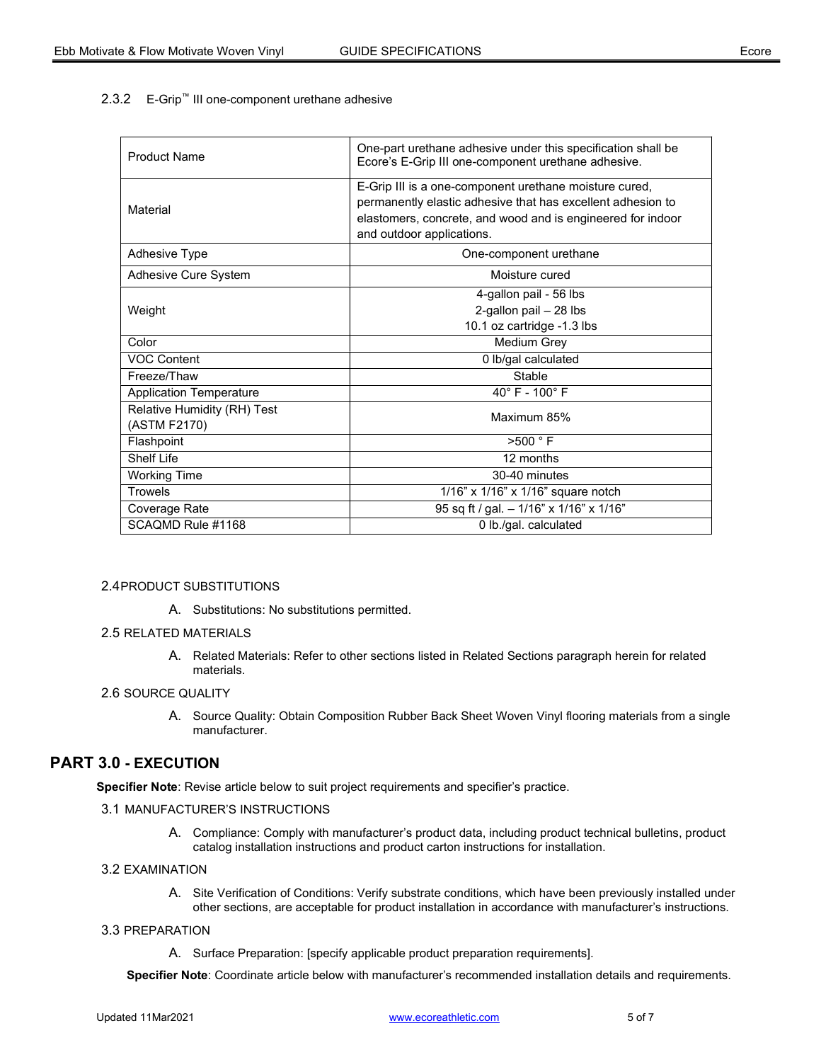2.3.2 E-Grip™ III one-component urethane adhesive

| | |
|---|---|
| Product Name | One-part urethane adhesive under this specification shall be Ecore's E-Grip III one-component urethane adhesive. |
| Material | E-Grip III is a one-component urethane moisture cured, permanently elastic adhesive that has excellent adhesion to elastomers, concrete, and wood and is engineered for indoor and outdoor applications. |
| Adhesive Type | One-component urethane |
| Adhesive Cure System | Moisture cured |
| Weight | 4-gallon pail - 56 lbs<br>2-gallon pail – 28 lbs<br>10.1 oz cartridge -1.3 lbs |
| Color | Medium Grey |
| VOC Content | 0 lb/gal calculated |
| Freeze/Thaw | Stable |
| Application Temperature | 40° F - 100° F |
| Relative Humidity (RH) Test (ASTM F2170) | Maximum 85% |
| Flashpoint | >500 ° F |
| Shelf Life | 12 months |
| Working Time | 30-40 minutes |
| Trowels | 1/16" x 1/16" x 1/16" square notch |
| Coverage Rate | 95 sq ft / gal. – 1/16" x 1/16" x 1/16" |
| SCAQMD Rule #1168 | 0 lb./gal. calculated |

2.4 PRODUCT SUBSTITUTIONS

A. Substitutions: No substitutions permitted.

2.5 RELATED MATERIALS

A. Related Materials: Refer to other sections listed in Related Sections paragraph herein for related materials.

2.6 SOURCE QUALITY

A. Source Quality: Obtain Composition Rubber Back Sheet Woven Vinyl flooring materials from a single manufacturer.

## PART 3.0 - EXECUTION

**Specifier Note**: Revise article below to suit project requirements and specifier's practice.

3.1 MANUFACTURER'S INSTRUCTIONS

A. Compliance: Comply with manufacturer's product data, including product technical bulletins, product catalog installation instructions and product carton instructions for installation.

3.2 EXAMINATION

A. Site Verification of Conditions: Verify substrate conditions, which have been previously installed under other sections, are acceptable for product installation in accordance with manufacturer's instructions.

3.3 PREPARATION

A. Surface Preparation: [specify applicable product preparation requirements].

**Specifier Note**: Coordinate article below with manufacturer's recommended installation details and requirements.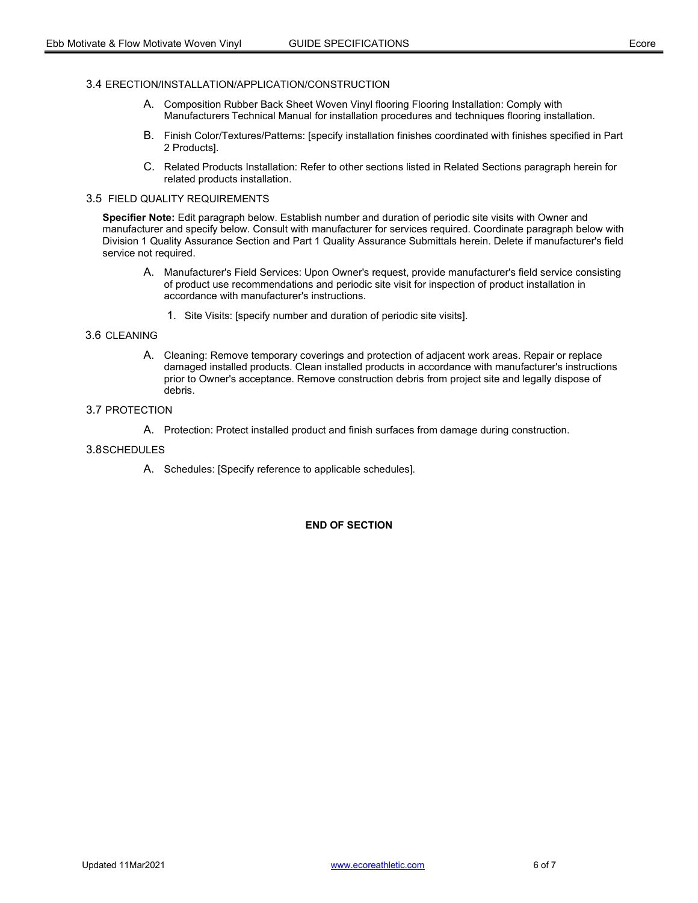### 3.4 ERECTION/INSTALLATION/APPLICATION/CONSTRUCTION

A. Composition Rubber Back Sheet Woven Vinyl flooring Flooring Installation: Comply with Manufacturers Technical Manual for installation procedures and techniques flooring installation.

B. Finish Color/Textures/Patterns: [specify installation finishes coordinated with finishes specified in Part 2 Products].

C. Related Products Installation: Refer to other sections listed in Related Sections paragraph herein for related products installation.

### 3.5 FIELD QUALITY REQUIREMENTS

**Specifier Note:** Edit paragraph below. Establish number and duration of periodic site visits with Owner and manufacturer and specify below. Consult with manufacturer for services required. Coordinate paragraph below with Division 1 Quality Assurance Section and Part 1 Quality Assurance Submittals herein. Delete if manufacturer's field service not required.

A. Manufacturer's Field Services: Upon Owner's request, provide manufacturer's field service consisting of product use recommendations and periodic site visit for inspection of product installation in accordance with manufacturer's instructions.

1. Site Visits: [specify number and duration of periodic site visits].

### 3.6 CLEANING

A. Cleaning: Remove temporary coverings and protection of adjacent work areas. Repair or replace damaged installed products. Clean installed products in accordance with manufacturer's instructions prior to Owner's acceptance. Remove construction debris from project site and legally dispose of debris.

### 3.7 PROTECTION

A. Protection: Protect installed product and finish surfaces from damage during construction.

### 3.8SCHEDULES

A. Schedules: [Specify reference to applicable schedules].

**END OF SECTION**